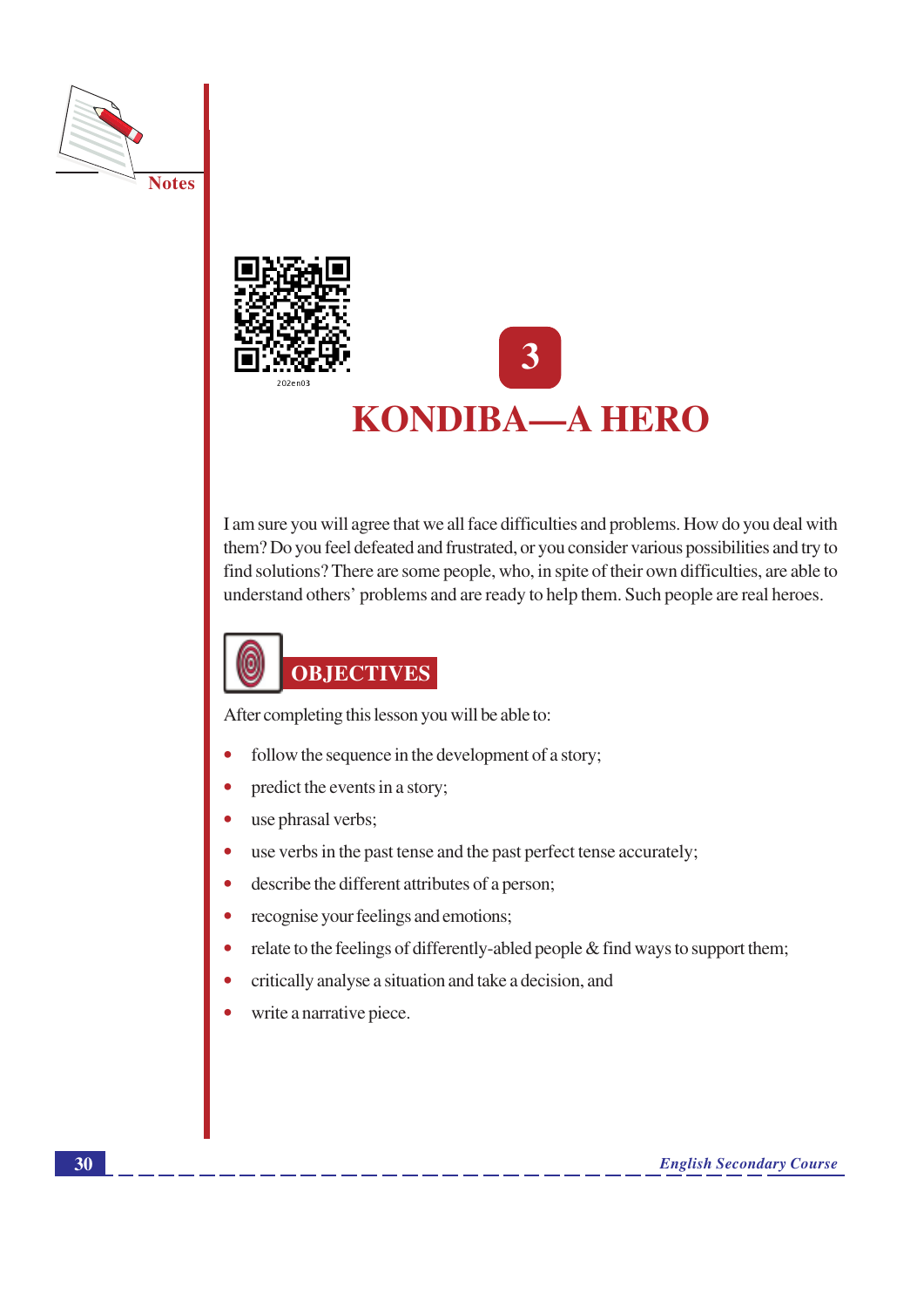# 3

# KONDIBA—A HERO

I am sure you will agree that we all face difficulties and problems. How do you deal with them? Do you feel defeated and frustrated, or you consider various possibilities and try to find solutions? There are some people, who, in spite of their own difficulties, are able to understand others' problems and are ready to help them. Such people are real heroes.

## OBJECTIVES

After completing this lesson you will be able to:

- follow the sequence in the development of a story;
- predict the events in a story;
- use phrasal verbs;
- use verbs in the past tense and the past perfect tense accurately;
- describe the different attributes of a person;
- recognise your feelings and emotions;
- relate to the feelings of differently-abled people & find ways to support them;
- critically analyse a situation and take a decision, and
- write a narrative piece.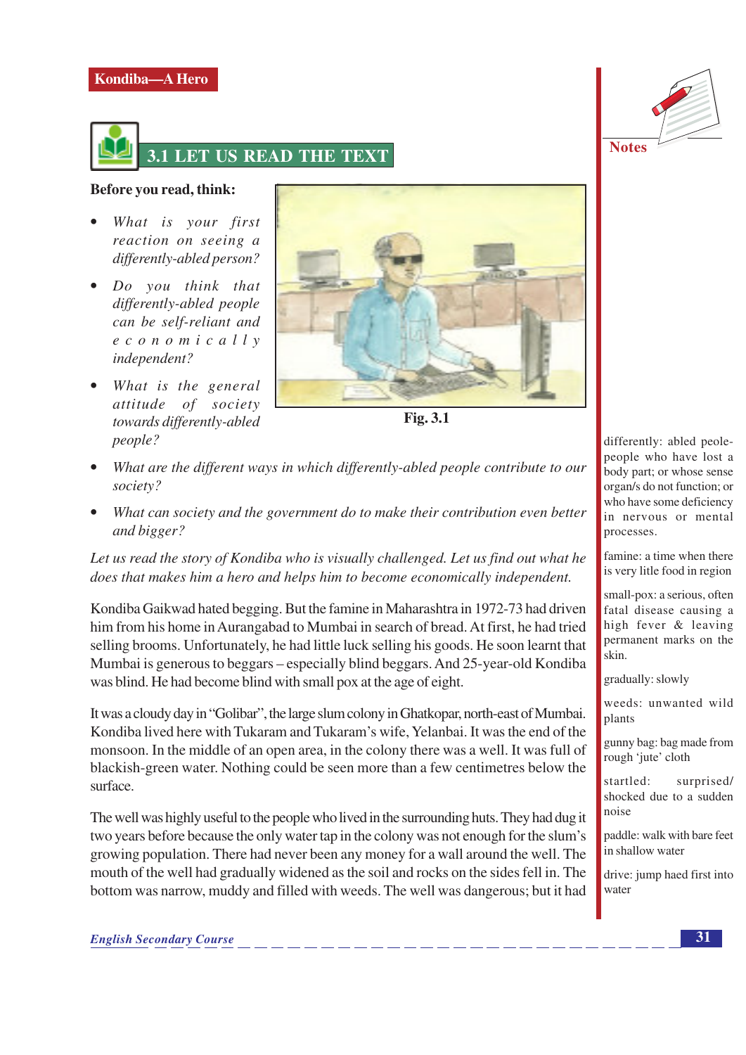## 3.1 LET US READ THE TEXT

**Before you read, think:**

- *What is your first reaction on seeing a differently-abled person?*
- *Do you think that differently-abled people can be self-reliant and economically independent?*
- *What is the general attitude of society towards differently-abled people?*
- *What are the different ways in which differently-abled people contribute to our society?*
- *What can society and the government do to make their contribution even better and bigger?*

**Fig. 3.1**

*Let us read the story of Kondiba who is visually challenged. Let us find out what he does that makes him a hero and helps him to become economically independent.*

Kondiba Gaikwad hated begging. But the famine in Maharashtra in 1972-73 had driven him from his home in Aurangabad to Mumbai in search of bread. At first, he had tried selling brooms. Unfortunately, he had little luck selling his goods. He soon learnt that Mumbai is generous to beggars – especially blind beggars. And 25-year-old Kondiba was blind. He had become blind with small pox at the age of eight.

It was a cloudy day in "Golibar", the large slum colony in Ghatkopar, north-east of Mumbai. Kondiba lived here with Tukaram and Tukaram's wife, Yelanbai. It was the end of the monsoon. In the middle of an open area, in the colony there was a well. It was full of blackish-green water. Nothing could be seen more than a few centimetres below the surface.

The well was highly useful to the people who lived in the surrounding huts. They had dug it two years before because the only water tap in the colony was not enough for the slum's growing population. There had never been any money for a wall around the well. The mouth of the well had gradually widened as the soil and rocks on the sides fell in. The bottom was narrow, muddy and filled with weeds. The well was dangerous; but it had

**Notes**

differently: abled peole- people who have lost a body part; or whose sense organ/s do not function; or who have some deficiency in nervous or mental processes.

famine: a time when there is very litle food in region

small-pox: a serious, often fatal disease causing a high fever & leaving permanent marks on the skin.

gradually: slowly

weeds: unwanted wild plants

gunny bag: bag made from rough 'jute' cloth

startled: surprised/ shocked due to a sudden noise

paddle: walk with bare feet in shallow water

drive: jump haed first into water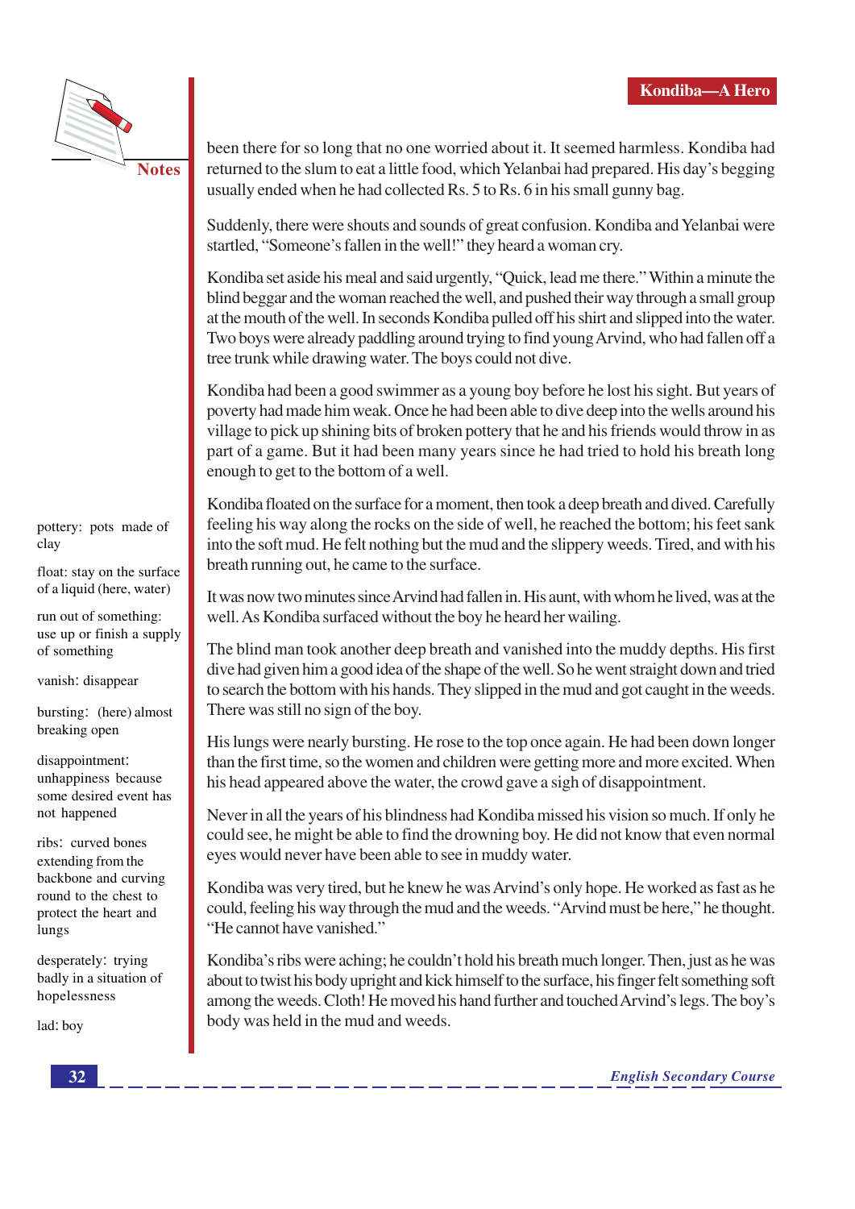been there for so long that no one worried about it. It seemed harmless. Kondiba had returned to the slum to eat a little food, which Yelanbai had prepared. His day's begging usually ended when he had collected Rs. 5 to Rs. 6 in his small gunny bag.

Suddenly, there were shouts and sounds of great confusion. Kondiba and Yelanbai were startled, "Someone's fallen in the well!" they heard a woman cry.

Kondiba set aside his meal and said urgently, "Quick, lead me there." Within a minute the blind beggar and the woman reached the well, and pushed their way through a small group at the mouth of the well. In seconds Kondiba pulled off his shirt and slipped into the water. Two boys were already paddling around trying to find young Arvind, who had fallen off a tree trunk while drawing water. The boys could not dive.

Kondiba had been a good swimmer as a young boy before he lost his sight. But years of poverty had made him weak. Once he had been able to dive deep into the wells around his village to pick up shining bits of broken pottery that he and his friends would throw in as part of a game. But it had been many years since he had tried to hold his breath long enough to get to the bottom of a well.

Kondiba floated on the surface for a moment, then took a deep breath and dived. Carefully feeling his way along the rocks on the side of well, he reached the bottom; his feet sank into the soft mud. He felt nothing but the mud and the slippery weeds. Tired, and with his breath running out, he came to the surface.

It was now two minutes since Arvind had fallen in. His aunt, with whom he lived, was at the well. As Kondiba surfaced without the boy he heard her wailing.

The blind man took another deep breath and vanished into the muddy depths. His first dive had given him a good idea of the shape of the well. So he went straight down and tried to search the bottom with his hands. They slipped in the mud and got caught in the weeds. There was still no sign of the boy.

His lungs were nearly bursting. He rose to the top once again. He had been down longer than the first time, so the women and children were getting more and more excited. When his head appeared above the water, the crowd gave a sigh of disappointment.

Never in all the years of his blindness had Kondiba missed his vision so much. If only he could see, he might be able to find the drowning boy. He did not know that even normal eyes would never have been able to see in muddy water.

Kondiba was very tired, but he knew he was Arvind's only hope. He worked as fast as he could, feeling his way through the mud and the weeds. "Arvind must be here," he thought. "He cannot have vanished."

Kondiba's ribs were aching; he couldn't hold his breath much longer. Then, just as he was about to twist his body upright and kick himself to the surface, his finger felt something soft among the weeds. Cloth! He moved his hand further and touched Arvind's legs. The boy's body was held in the mud and weeds.

---

**Notes**

- pottery: pots made of clay
- float: stay on the surface of a liquid (here, water)
- run out of something: use up or finish a supply of something
- vanish: disappear
- bursting: (here) almost breaking open
- disappointment: unhappiness because some desired event has not happened
- ribs: curved bones extending from the backbone and curving round to the chest to protect the heart and lungs
- desperately: trying badly in a situation of hopelessness
- lad: boy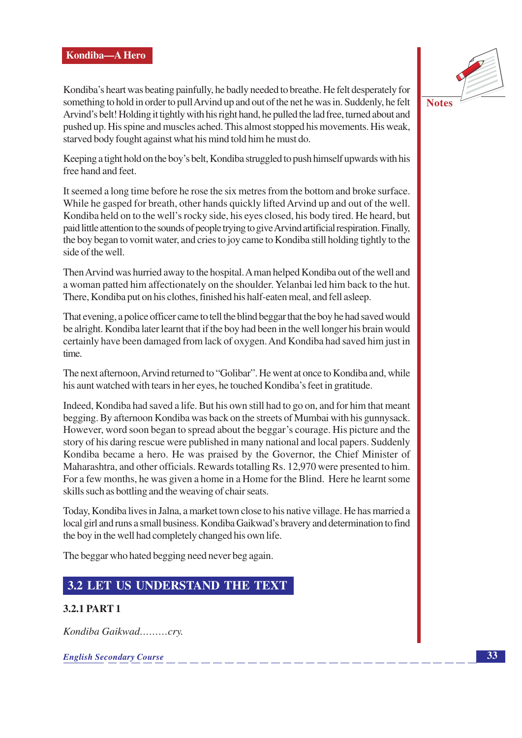Kondiba's heart was beating painfully, he badly needed to breathe. He felt desperately for something to hold in order to pull Arvind up and out of the net he was in. Suddenly, he felt Arvind's belt! Holding it tightly with his right hand, he pulled the lad free, turned about and pushed up. His spine and muscles ached. This almost stopped his movements. His weak, starved body fought against what his mind told him he must do.

Keeping a tight hold on the boy's belt, Kondiba struggled to push himself upwards with his free hand and feet.

It seemed a long time before he rose the six metres from the bottom and broke surface. While he gasped for breath, other hands quickly lifted Arvind up and out of the well. Kondiba held on to the well's rocky side, his eyes closed, his body tired. He heard, but paid little attention to the sounds of people trying to give Arvind artificial respiration. Finally, the boy began to vomit water, and cries to joy came to Kondiba still holding tightly to the side of the well.

Then Arvind was hurried away to the hospital. A man helped Kondiba out of the well and a woman patted him affectionately on the shoulder. Yelanbai led him back to the hut. There, Kondiba put on his clothes, finished his half-eaten meal, and fell asleep.

That evening, a police officer came to tell the blind beggar that the boy he had saved would be alright. Kondiba later learnt that if the boy had been in the well longer his brain would certainly have been damaged from lack of oxygen. And Kondiba had saved him just in time.

The next afternoon, Arvind returned to "Golibar". He went at once to Kondiba and, while his aunt watched with tears in her eyes, he touched Kondiba's feet in gratitude.

Indeed, Kondiba had saved a life. But his own still had to go on, and for him that meant begging. By afternoon Kondiba was back on the streets of Mumbai with his gunnysack. However, word soon began to spread about the beggar's courage. His picture and the story of his daring rescue were published in many national and local papers. Suddenly Kondiba became a hero. He was praised by the Governor, the Chief Minister of Maharashtra, and other officials. Rewards totalling Rs. 12,970 were presented to him. For a few months, he was given a home in a Home for the Blind. Here he learnt some skills such as bottling and the weaving of chair seats.

Today, Kondiba lives in Jalna, a market town close to his native village. He has married a local girl and runs a small business. Kondiba Gaikwad's bravery and determination to find the boy in the well had completely changed his own life.

The beggar who hated begging need never beg again.

## 3.2 LET US UNDERSTAND THE TEXT

### 3.2.1 PART 1

*Kondiba Gaikwad.........cry.*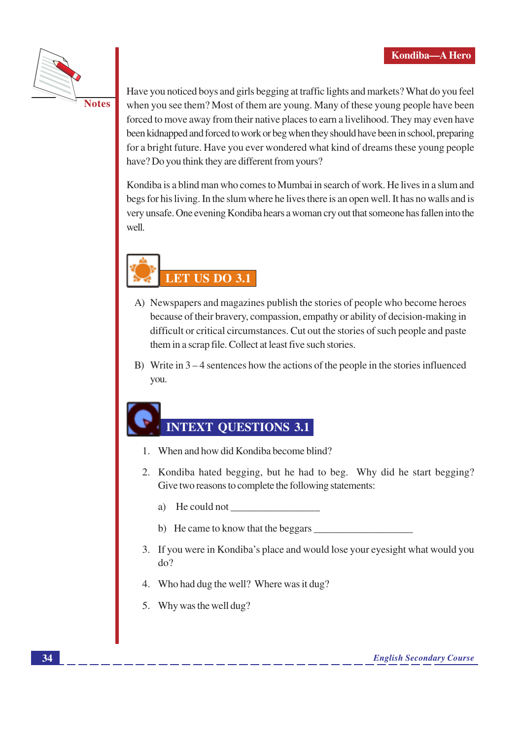Have you noticed boys and girls begging at traffic lights and markets? What do you feel when you see them? Most of them are young. Many of these young people have been forced to move away from their native places to earn a livelihood. They may even have been kidnapped and forced to work or beg when they should have been in school, preparing for a bright future. Have you ever wondered what kind of dreams these young people have? Do you think they are different from yours?

Kondiba is a blind man who comes to Mumbai in search of work. He lives in a slum and begs for his living. In the slum where he lives there is an open well. It has no walls and is very unsafe. One evening Kondiba hears a woman cry out that someone has fallen into the well.

## LET US DO 3.1

A) Newspapers and magazines publish the stories of people who become heroes because of their bravery, compassion, empathy or ability of decision-making in difficult or critical circumstances. Cut out the stories of such people and paste them in a scrap file. Collect at least five such stories.

B) Write in 3 – 4 sentences how the actions of the people in the stories influenced you.

## INTEXT QUESTIONS 3.1

1. When and how did Kondiba become blind?

2. Kondiba hated begging, but he had to beg. Why did he start begging? Give two reasons to complete the following statements:

   a) He could not ________________

   b) He came to know that the beggars ___________________

3. If you were in Kondiba's place and would lose your eyesight what would you do?

4. Who had dug the well? Where was it dug?

5. Why was the well dug?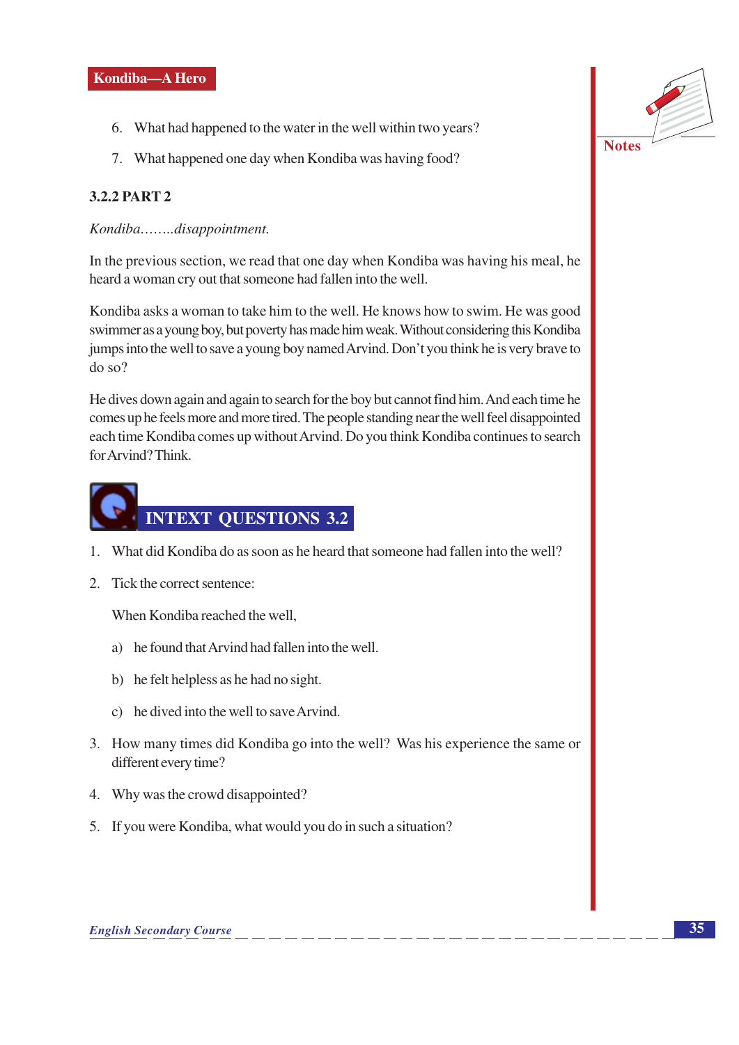6. What had happened to the water in the well within two years?

7. What happened one day when Kondiba was having food?

### 3.2.2 PART 2

*Kondiba……..disappointment.*

In the previous section, we read that one day when Kondiba was having his meal, he heard a woman cry out that someone had fallen into the well.

Kondiba asks a woman to take him to the well. He knows how to swim. He was good swimmer as a young boy, but poverty has made him weak. Without considering this Kondiba jumps into the well to save a young boy named Arvind. Don't you think he is very brave to do so?

He dives down again and again to search for the boy but cannot find him. And each time he comes up he feels more and more tired. The people standing near the well feel disappointed each time Kondiba comes up without Arvind. Do you think Kondiba continues to search for Arvind? Think.

## INTEXT QUESTIONS 3.2

1. What did Kondiba do as soon as he heard that someone had fallen into the well?

2. Tick the correct sentence:

   When Kondiba reached the well,

   a) he found that Arvind had fallen into the well.

   b) he felt helpless as he had no sight.

   c) he dived into the well to save Arvind.

3. How many times did Kondiba go into the well? Was his experience the same or different every time?

4. Why was the crowd disappointed?

5. If you were Kondiba, what would you do in such a situation?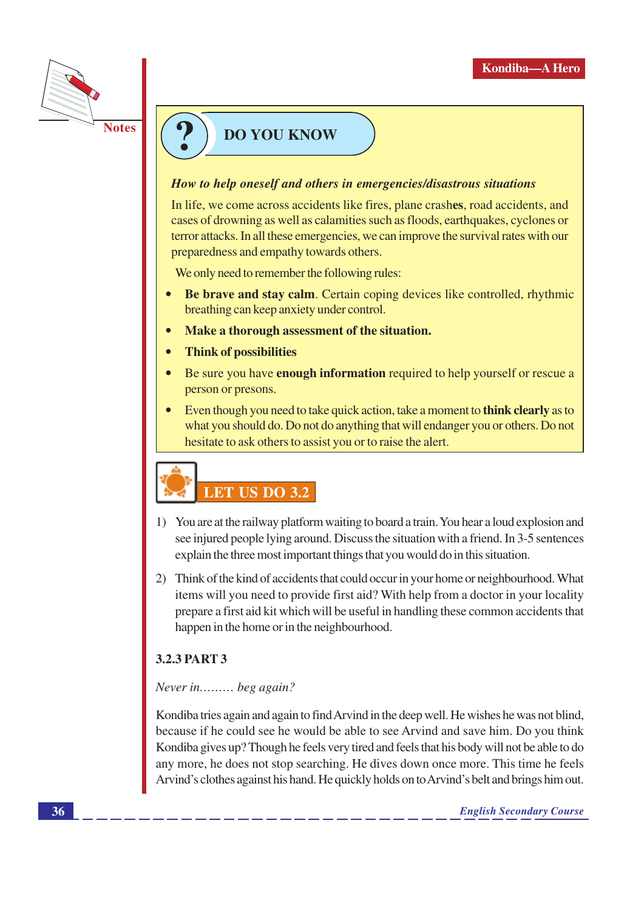## DO YOU KNOW

***How to help oneself and others in emergencies/disastrous situations***

In life, we come across accidents like fires, plane crashes, road accidents, and cases of drowning as well as calamities such as floods, earthquakes, cyclones or terror attacks. In all these emergencies, we can improve the survival rates with our preparedness and empathy towards others.

We only need to remember the following rules:

- **Be brave and stay calm**. Certain coping devices like controlled, rhythmic breathing can keep anxiety under control.
- **Make a thorough assessment of the situation.**
- **Think of possibilities**
- Be sure you have **enough information** required to help yourself or rescue a person or presons.
- Even though you need to take quick action, take a moment to **think clearly** as to what you should do. Do not do anything that will endanger you or others. Do not hesitate to ask others to assist you or to raise the alert.

## LET US DO 3.2

1) You are at the railway platform waiting to board a train. You hear a loud explosion and see injured people lying around. Discuss the situation with a friend. In 3-5 sentences explain the three most important things that you would do in this situation.

2) Think of the kind of accidents that could occur in your home or neighbourhood. What items will you need to provide first aid? With help from a doctor in your locality prepare a first aid kit which will be useful in handling these common accidents that happen in the home or in the neighbourhood.

### 3.2.3 PART 3

*Never in......... beg again?*

Kondiba tries again and again to find Arvind in the deep well. He wishes he was not blind, because if he could see he would be able to see Arvind and save him. Do you think Kondiba gives up? Though he feels very tired and feels that his body will not be able to do any more, he does not stop searching. He dives down once more. This time he feels Arvind's clothes against his hand. He quickly holds on to Arvind's belt and brings him out.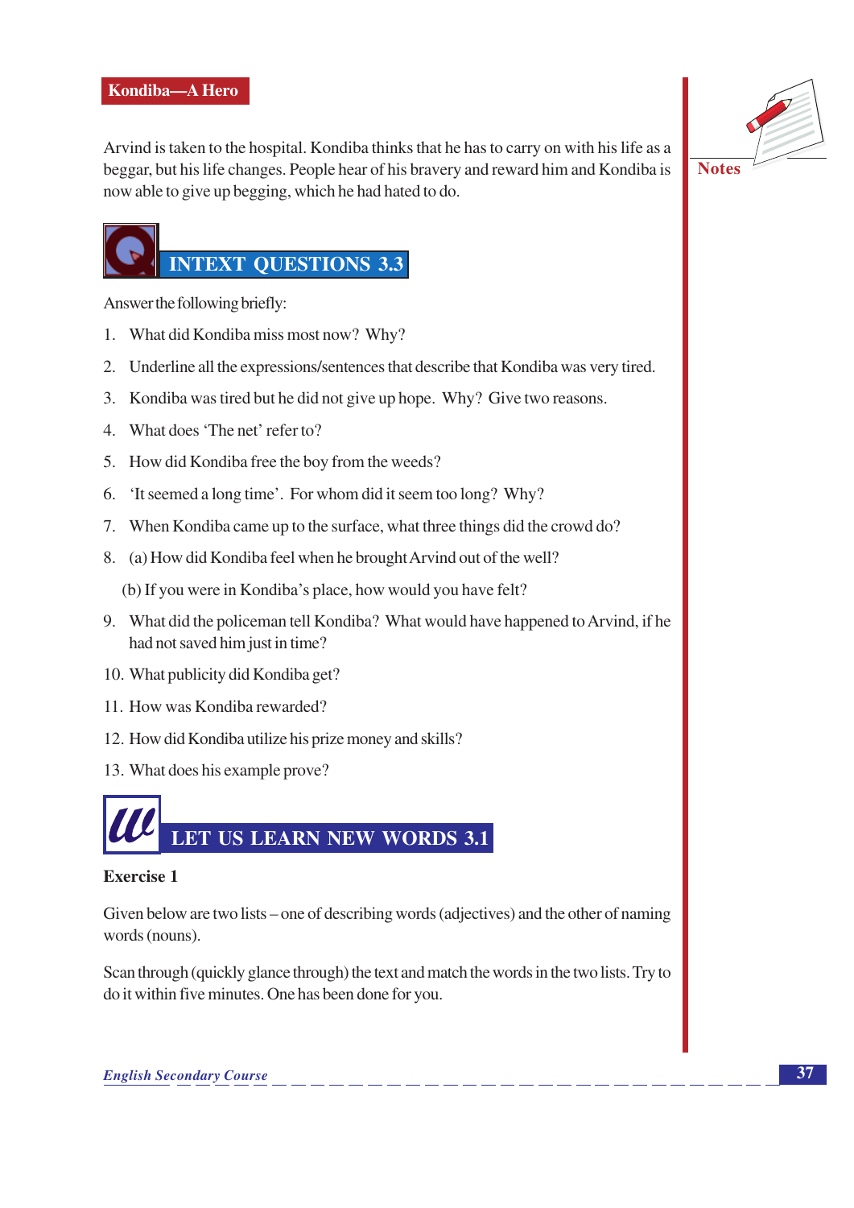Arvind is taken to the hospital. Kondiba thinks that he has to carry on with his life as a beggar, but his life changes. People hear of his bravery and reward him and Kondiba is now able to give up begging, which he had hated to do.

## INTEXT QUESTIONS 3.3

Answer the following briefly:

1. What did Kondiba miss most now? Why?
2. Underline all the expressions/sentences that describe that Kondiba was very tired.
3. Kondiba was tired but he did not give up hope. Why? Give two reasons.
4. What does 'The net' refer to?
5. How did Kondiba free the boy from the weeds?
6. 'It seemed a long time'. For whom did it seem too long? Why?
7. When Kondiba came up to the surface, what three things did the crowd do?
8. (a) How did Kondiba feel when he brought Arvind out of the well?

   (b) If you were in Kondiba's place, how would you have felt?
9. What did the policeman tell Kondiba? What would have happened to Arvind, if he had not saved him just in time?
10. What publicity did Kondiba get?
11. How was Kondiba rewarded?
12. How did Kondiba utilize his prize money and skills?
13. What does his example prove?

## LET US LEARN NEW WORDS 3.1

**Exercise 1**

Given below are two lists – one of describing words (adjectives) and the other of naming words (nouns).

Scan through (quickly glance through) the text and match the words in the two lists. Try to do it within five minutes. One has been done for you.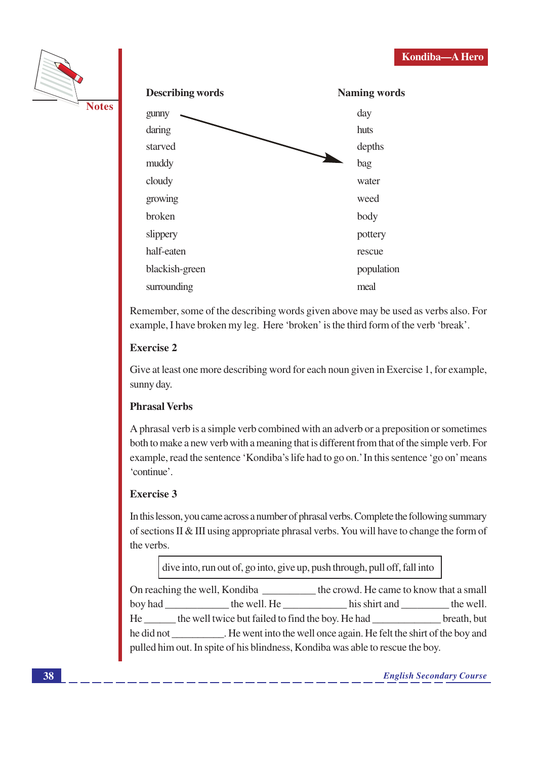| Describing words | Naming words |
|---|---|
| gunny | day |
| daring | huts |
| starved | depths |
| muddy | bag |
| cloudy | water |
| growing | weed |
| broken | body |
| slippery | pottery |
| half-eaten | rescue |
| blackish-green | population |
| surrounding | meal |

Remember, some of the describing words given above may be used as verbs also. For example, I have broken my leg. Here 'broken' is the third form of the verb 'break'.

### Exercise 2

Give at least one more describing word for each noun given in Exercise 1, for example, sunny day.

### Phrasal Verbs

A phrasal verb is a simple verb combined with an adverb or a preposition or sometimes both to make a new verb with a meaning that is different from that of the simple verb. For example, read the sentence 'Kondiba's life had to go on.' In this sentence 'go on' means 'continue'.

### Exercise 3

In this lesson, you came across a number of phrasal verbs. Complete the following summary of sections II & III using appropriate phrasal verbs. You will have to change the form of the verbs.

| dive into, run out of, go into, give up, push through, pull off, fall into |
|---|

On reaching the well, Kondiba __________ the crowd. He came to know that a small boy had ____________ the well. He ____________ his shirt and _________ the well. He ______ the well twice but failed to find the boy. He had _____________ breath, but he did not __________. He went into the well once again. He felt the shirt of the boy and pulled him out. In spite of his blindness, Kondiba was able to rescue the boy.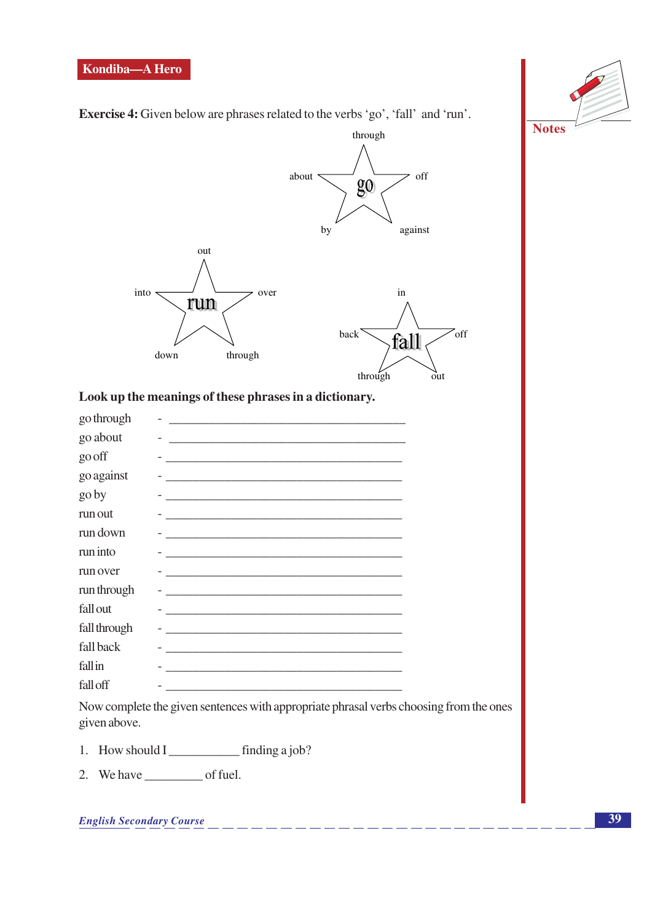**Exercise 4:** Given below are phrases related to the verbs 'go', 'fall' and 'run'.

go: through, about, off, by, against

run: out, into, over, down, through

fall: in, back, off, through, out

**Look up the meanings of these phrases in a dictionary.**

go through - ________________________________________

go about - ________________________________________

go off - ________________________________________

go against - ________________________________________

go by - ________________________________________

run out - ________________________________________

run down - ________________________________________

run into - ________________________________________

run over - ________________________________________

run through - ________________________________________

fall out - ________________________________________

fall through - ________________________________________

fall back - ________________________________________

fall in - ________________________________________

fall off - ________________________________________

Now complete the given sentences with appropriate phrasal verbs choosing from the ones given above.

1. How should I ___________ finding a job?
2. We have _________ of fuel.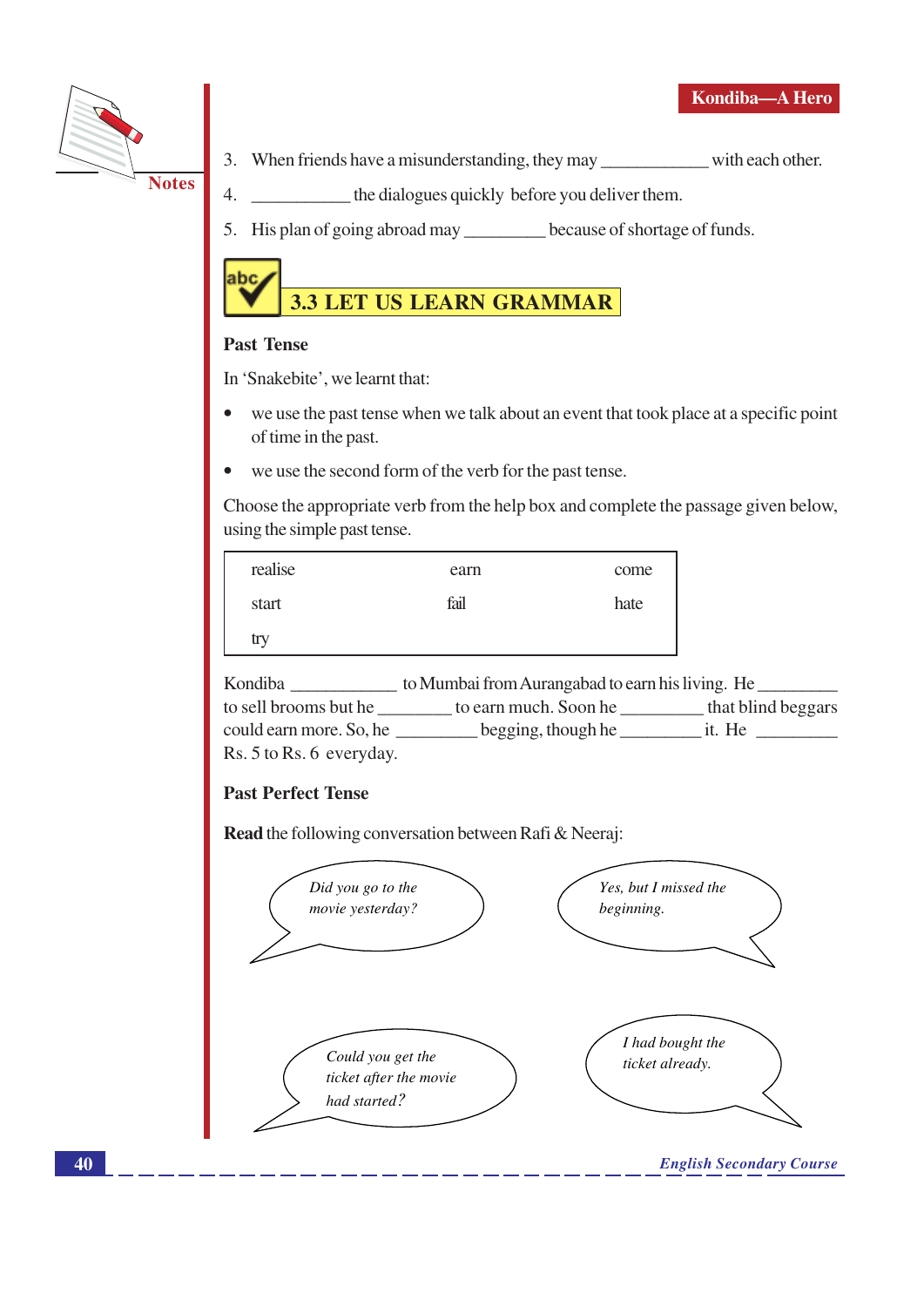3. When friends have a misunderstanding, they may ___________ with each other.

4. ___________ the dialogues quickly before you deliver them.

5. His plan of going abroad may _________ because of shortage of funds.

## 3.3 LET US LEARN GRAMMAR

**Past Tense**

In 'Snakebite', we learnt that:

- we use the past tense when we talk about an event that took place at a specific point of time in the past.
- we use the second form of the verb for the past tense.

Choose the appropriate verb from the help box and complete the passage given below, using the simple past tense.

| | | |
|---|---|---|
| realise | earn | come |
| start | fail | hate |
| try | | |

Kondiba ___________ to Mumbai from Aurangabad to earn his living. He _________ to sell brooms but he ________ to earn much. Soon he _________ that blind beggars could earn more. So, he _________ begging, though he _________ it. He _________ Rs. 5 to Rs. 6 everyday.

**Past Perfect Tense**

**Read** the following conversation between Rafi & Neeraj:

*Did you go to the movie yesterday?*

*Yes, but I missed the beginning.*

*Could you get the ticket after the movie had started?*

*I had bought the ticket already.*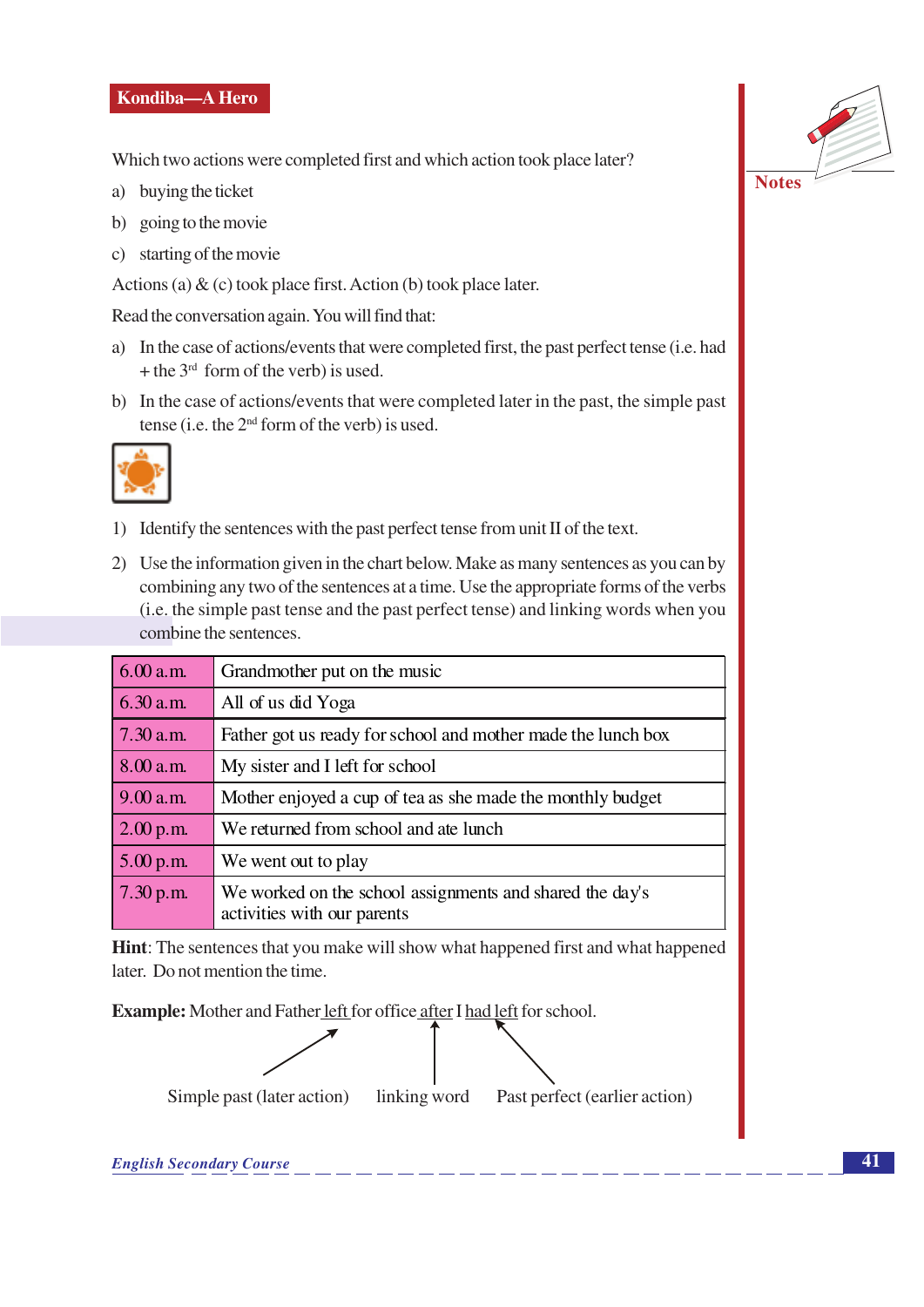Which two actions were completed first and which action took place later?

a) buying the ticket

b) going to the movie

c) starting of the movie

Actions (a) & (c) took place first. Action (b) took place later.

Read the conversation again. You will find that:

a) In the case of actions/events that were completed first, the past perfect tense (i.e. had + the 3rd form of the verb) is used.

b) In the case of actions/events that were completed later in the past, the simple past tense (i.e. the 2nd form of the verb) is used.

1) Identify the sentences with the past perfect tense from unit II of the text.

2) Use the information given in the chart below. Make as many sentences as you can by combining any two of the sentences at a time. Use the appropriate forms of the verbs (i.e. the simple past tense and the past perfect tense) and linking words when you combine the sentences.

| | |
|---|---|
| 6.00 a.m. | Grandmother put on the music |
| 6.30 a.m. | All of us did Yoga |
| 7.30 a.m. | Father got us ready for school and mother made the lunch box |
| 8.00 a.m. | My sister and I left for school |
| 9.00 a.m. | Mother enjoyed a cup of tea as she made the monthly budget |
| 2.00 p.m. | We returned from school and ate lunch |
| 5.00 p.m. | We went out to play |
| 7.30 p.m. | We worked on the school assignments and shared the day's activities with our parents |

**Hint**: The sentences that you make will show what happened first and what happened later. Do not mention the time.

**Example:** Mother and Father left for office after I had left for school.

left → Simple past (later action); after → linking word; had left → Past perfect (earlier action)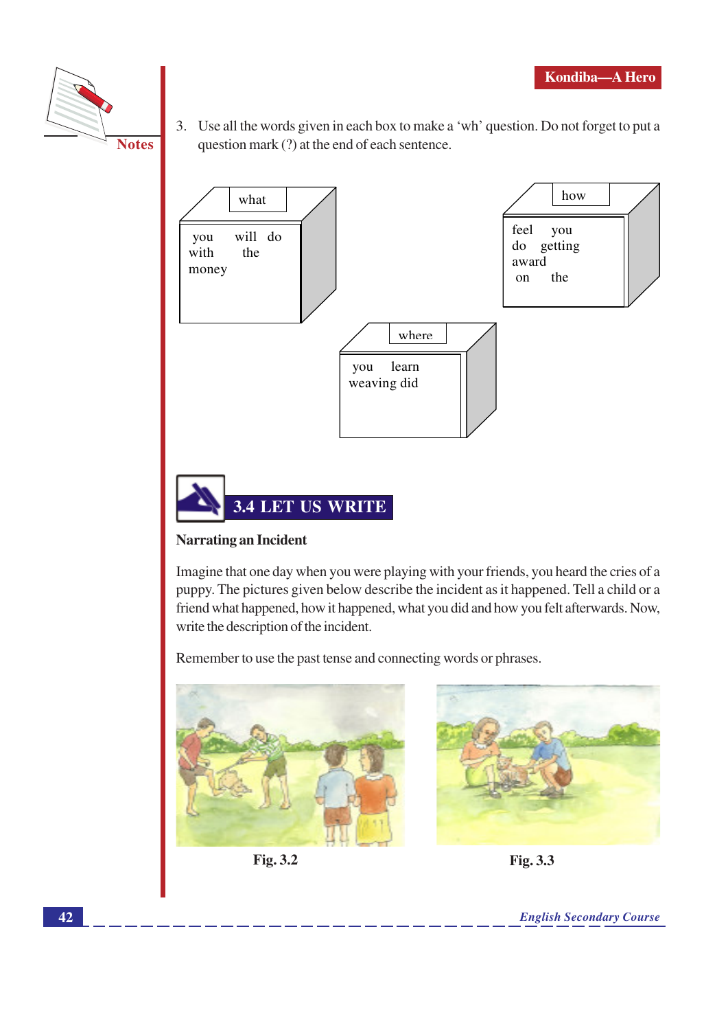3. Use all the words given in each box to make a 'wh' question. Do not forget to put a question mark (?) at the end of each sentence.

**what**

you will do with the money

**how**

feel you do getting award on the

**where**

you learn weaving did

## 3.4 LET US WRITE

**Narrating an Incident**

Imagine that one day when you were playing with your friends, you heard the cries of a puppy. The pictures given below describe the incident as it happened. Tell a child or a friend what happened, how it happened, what you did and how you felt afterwards. Now, write the description of the incident.

Remember to use the past tense and connecting words or phrases.

Fig. 3.2

Fig. 3.3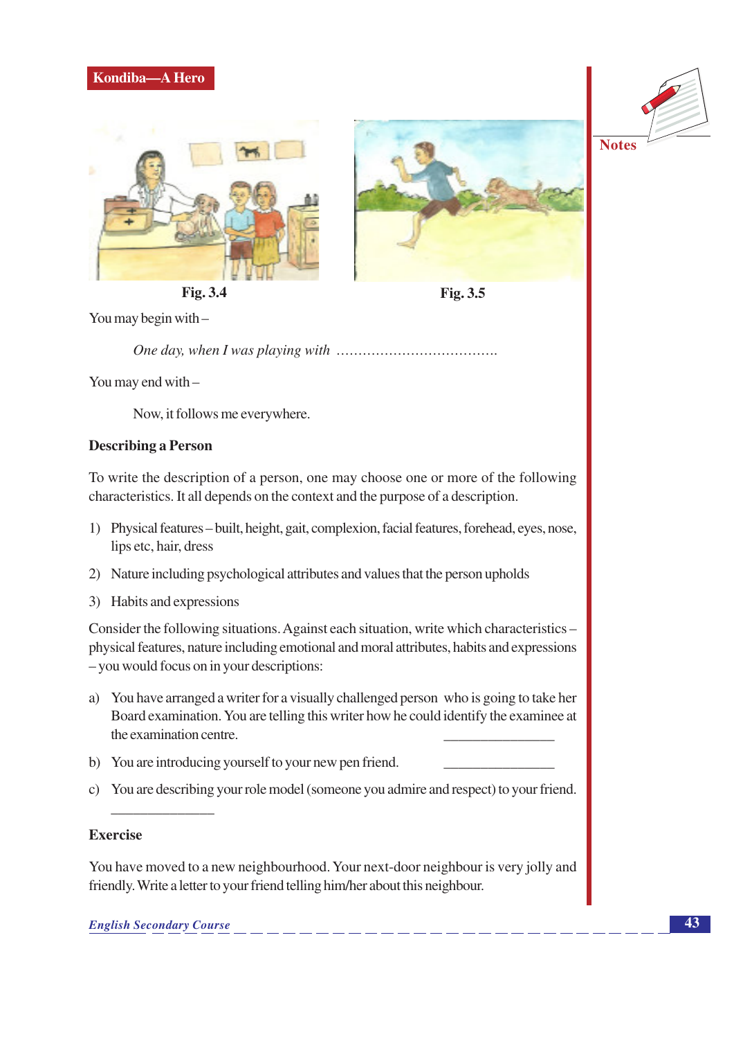Fig. 3.4

Fig. 3.5

You may begin with –

*One day, when I was playing with ……………………………….*

You may end with –

Now, it follows me everywhere.

### Describing a Person

To write the description of a person, one may choose one or more of the following characteristics. It all depends on the context and the purpose of a description.

1) Physical features – built, height, gait, complexion, facial features, forehead, eyes, nose, lips etc, hair, dress
2) Nature including psychological attributes and values that the person upholds
3) Habits and expressions

Consider the following situations. Against each situation, write which characteristics – physical features, nature including emotional and moral attributes, habits and expressions – you would focus on in your descriptions:

a) You have arranged a writer for a visually challenged person who is going to take her Board examination. You are telling this writer how he could identify the examinee at the examination centre. _______________

b) You are introducing yourself to your new pen friend. _______________

c) You are describing your role model (someone you admire and respect) to your friend. _______________

### Exercise

You have moved to a new neighbourhood. Your next-door neighbour is very jolly and friendly. Write a letter to your friend telling him/her about this neighbour.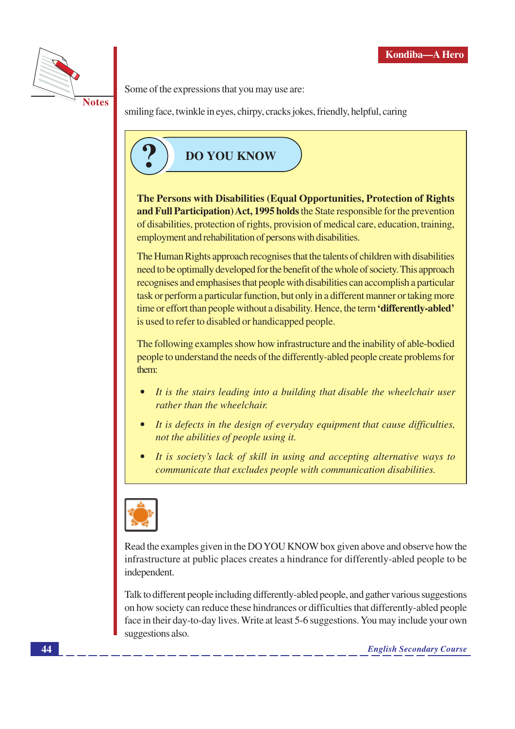Some of the expressions that you may use are:

smiling face, twinkle in eyes, chirpy, cracks jokes, friendly, helpful, caring

## DO YOU KNOW

**The Persons with Disabilities (Equal Opportunities, Protection of Rights and Full Participation) Act, 1995 holds** the State responsible for the prevention of disabilities, protection of rights, provision of medical care, education, training, employment and rehabilitation of persons with disabilities.

The Human Rights approach recognises that the talents of children with disabilities need to be optimally developed for the benefit of the whole of society. This approach recognises and emphasises that people with disabilities can accomplish a particular task or perform a particular function, but only in a different manner or taking more time or effort than people without a disability. Hence, the term **'differently-abled'** is used to refer to disabled or handicapped people.

The following examples show how infrastructure and the inability of able-bodied people to understand the needs of the differently-abled people create problems for them:

- *It is the stairs leading into a building that disable the wheelchair user rather than the wheelchair.*
- *It is defects in the design of everyday equipment that cause difficulties, not the abilities of people using it.*
- *It is society's lack of skill in using and accepting alternative ways to communicate that excludes people with communication disabilities.*

Read the examples given in the DO YOU KNOW box given above and observe how the infrastructure at public places creates a hindrance for differently-abled people to be independent.

Talk to different people including differently-abled people, and gather various suggestions on how society can reduce these hindrances or difficulties that differently-abled people face in their day-to-day lives. Write at least 5-6 suggestions. You may include your own suggestions also.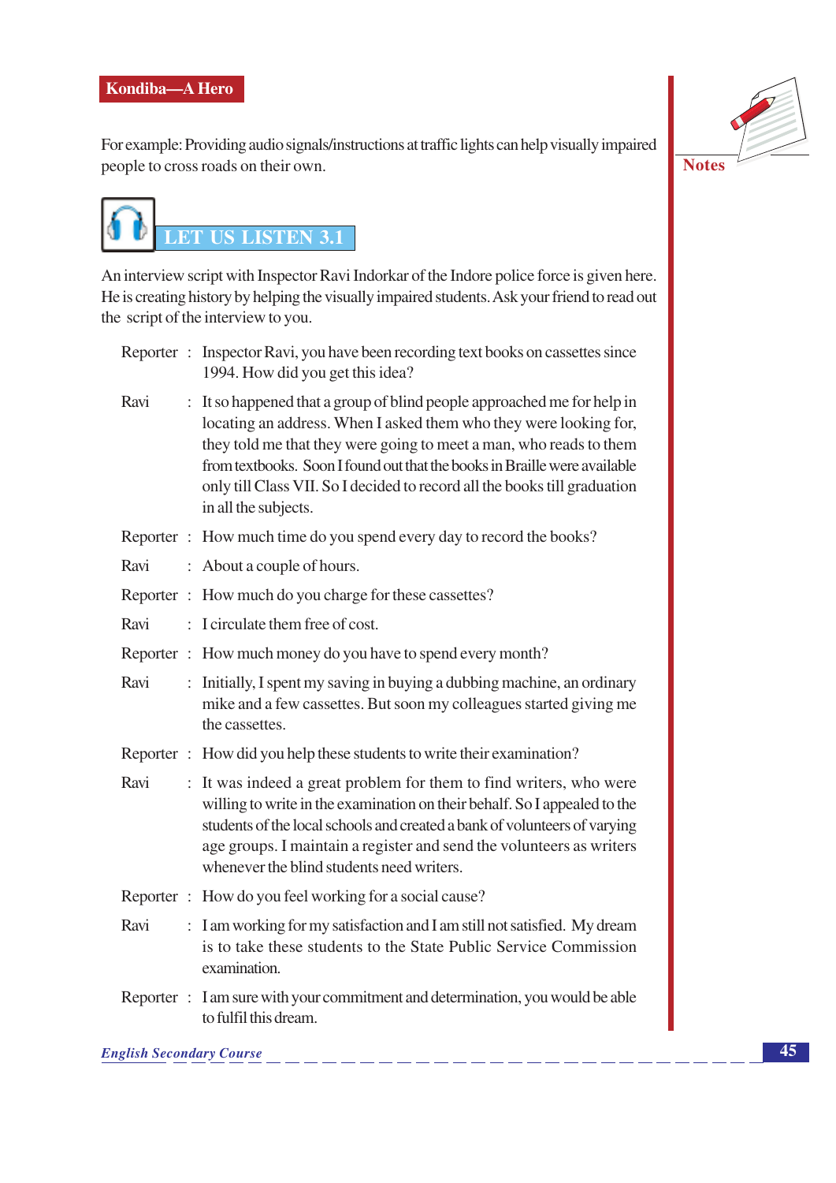For example: Providing audio signals/instructions at traffic lights can help visually impaired people to cross roads on their own.

## LET US LISTEN 3.1

An interview script with Inspector Ravi Indorkar of the Indore police force is given here. He is creating history by helping the visually impaired students. Ask your friend to read out the script of the interview to you.

Reporter : Inspector Ravi, you have been recording text books on cassettes since 1994. How did you get this idea?

Ravi : It so happened that a group of blind people approached me for help in locating an address. When I asked them who they were looking for, they told me that they were going to meet a man, who reads to them from textbooks. Soon I found out that the books in Braille were available only till Class VII. So I decided to record all the books till graduation in all the subjects.

Reporter : How much time do you spend every day to record the books?

Ravi : About a couple of hours.

Reporter : How much do you charge for these cassettes?

Ravi : I circulate them free of cost.

Reporter : How much money do you have to spend every month?

Ravi : Initially, I spent my saving in buying a dubbing machine, an ordinary mike and a few cassettes. But soon my colleagues started giving me the cassettes.

Reporter : How did you help these students to write their examination?

Ravi : It was indeed a great problem for them to find writers, who were willing to write in the examination on their behalf. So I appealed to the students of the local schools and created a bank of volunteers of varying age groups. I maintain a register and send the volunteers as writers whenever the blind students need writers.

Reporter : How do you feel working for a social cause?

Ravi : I am working for my satisfaction and I am still not satisfied. My dream is to take these students to the State Public Service Commission examination.

Reporter : I am sure with your commitment and determination, you would be able to fulfil this dream.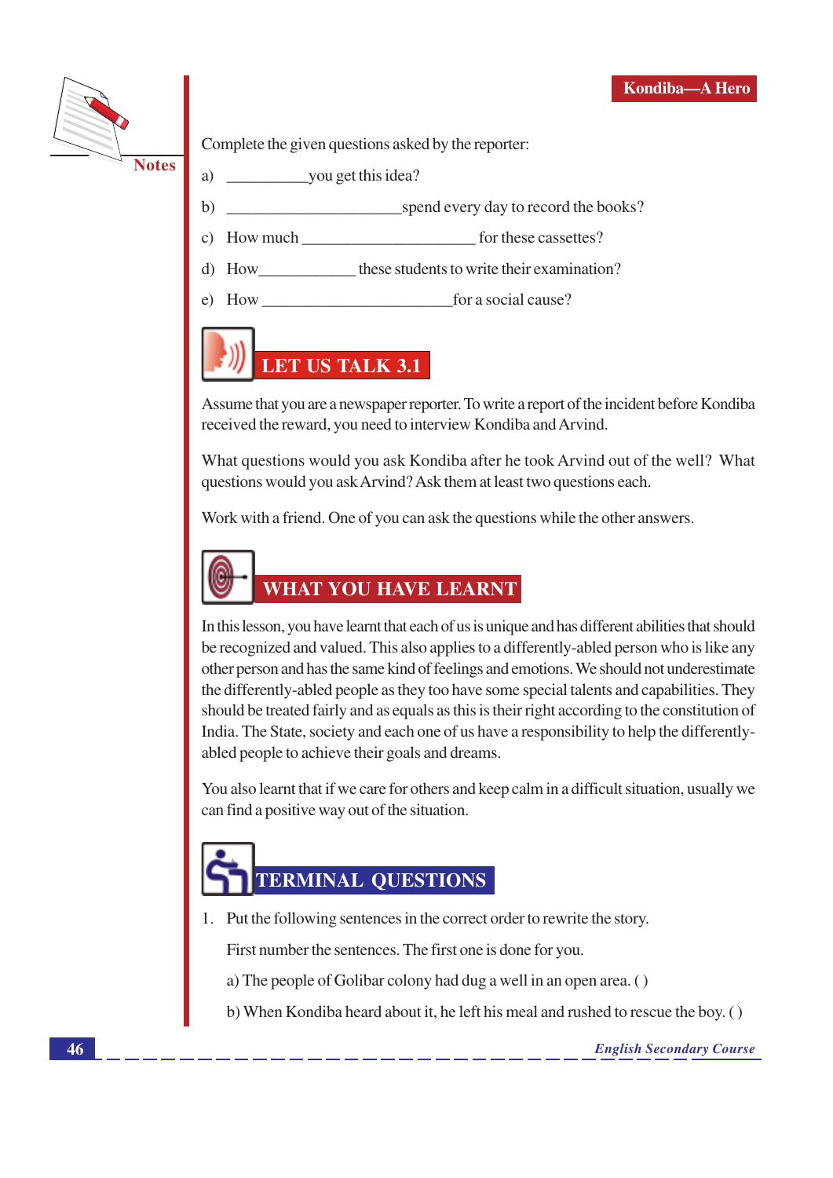Complete the given questions asked by the reporter:

a) __________you get this idea?

b) ______________________spend every day to record the books?

c) How much ______________________ for these cassettes?

d) How____________ these students to write their examination?

e) How ________________________for a social cause?

## LET US TALK 3.1

Assume that you are a newspaper reporter. To write a report of the incident before Kondiba received the reward, you need to interview Kondiba and Arvind.

What questions would you ask Kondiba after he took Arvind out of the well? What questions would you ask Arvind? Ask them at least two questions each.

Work with a friend. One of you can ask the questions while the other answers.

## WHAT YOU HAVE LEARNT

In this lesson, you have learnt that each of us is unique and has different abilities that should be recognized and valued. This also applies to a differently-abled person who is like any other person and has the same kind of feelings and emotions. We should not underestimate the differently-abled people as they too have some special talents and capabilities. They should be treated fairly and as equals as this is their right according to the constitution of India. The State, society and each one of us have a responsibility to help the differently-abled people to achieve their goals and dreams.

You also learnt that if we care for others and keep calm in a difficult situation, usually we can find a positive way out of the situation.

## TERMINAL QUESTIONS

1. Put the following sentences in the correct order to rewrite the story.

   First number the sentences. The first one is done for you.

   a) The people of Golibar colony had dug a well in an open area. ( )

   b) When Kondiba heard about it, he left his meal and rushed to rescue the boy. ( )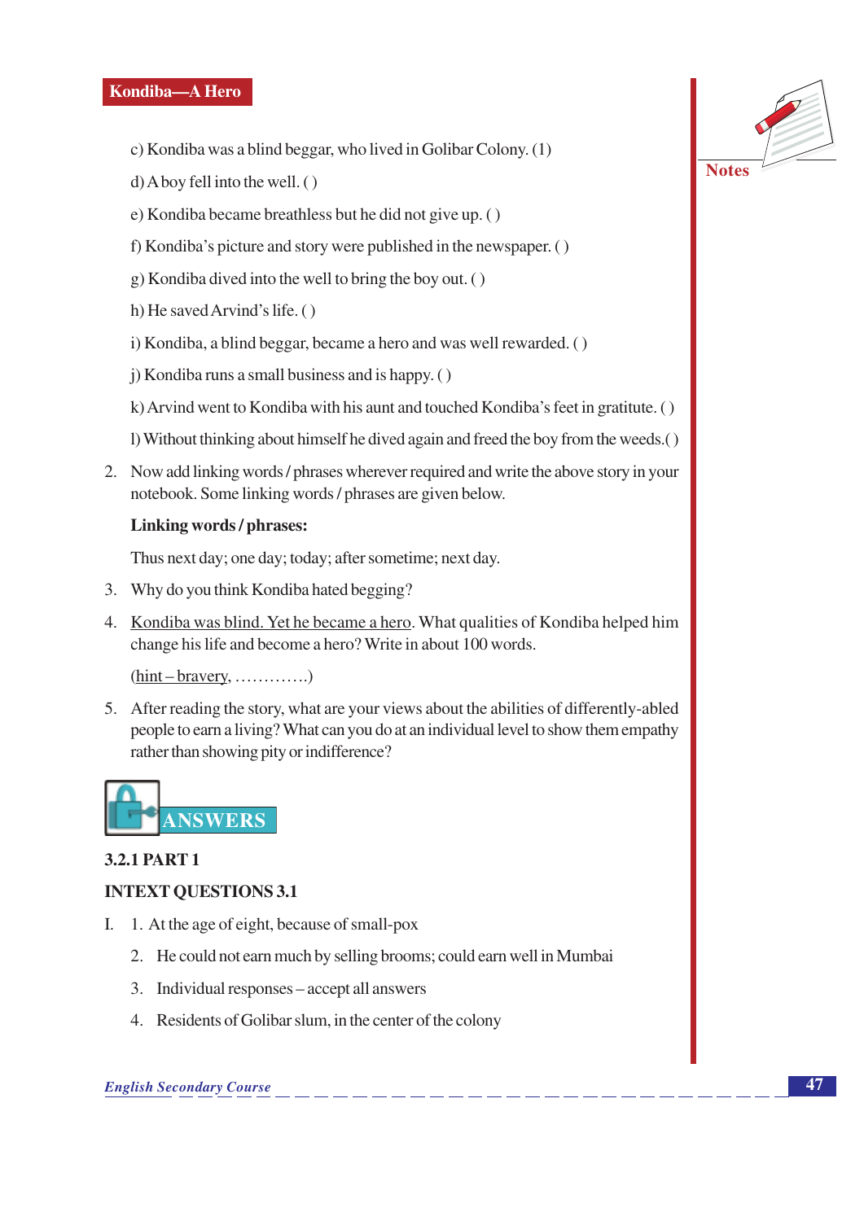c) Kondiba was a blind beggar, who lived in Golibar Colony. (1)

d) A boy fell into the well. ( )

e) Kondiba became breathless but he did not give up. ( )

f) Kondiba's picture and story were published in the newspaper. ( )

g) Kondiba dived into the well to bring the boy out. ( )

h) He saved Arvind's life. ( )

i) Kondiba, a blind beggar, became a hero and was well rewarded. ( )

j) Kondiba runs a small business and is happy. ( )

k) Arvind went to Kondiba with his aunt and touched Kondiba's feet in gratitute. ( )

l) Without thinking about himself he dived again and freed the boy from the weeds.( )

2. Now add linking words / phrases wherever required and write the above story in your notebook. Some linking words / phrases are given below.

   **Linking words / phrases:**

   Thus next day; one day; today; after sometime; next day.

3. Why do you think Kondiba hated begging?

4. Kondiba was blind. Yet he became a hero. What qualities of Kondiba helped him change his life and become a hero? Write in about 100 words.

   (hint – bravery, ………….)

5. After reading the story, what are your views about the abilities of differently-abled people to earn a living? What can you do at an individual level to show them empathy rather than showing pity or indifference?

## ANSWERS

### 3.2.1 PART 1

### INTEXT QUESTIONS 3.1

I. 1. At the age of eight, because of small-pox

   2. He could not earn much by selling brooms; could earn well in Mumbai

   3. Individual responses – accept all answers

   4. Residents of Golibar slum, in the center of the colony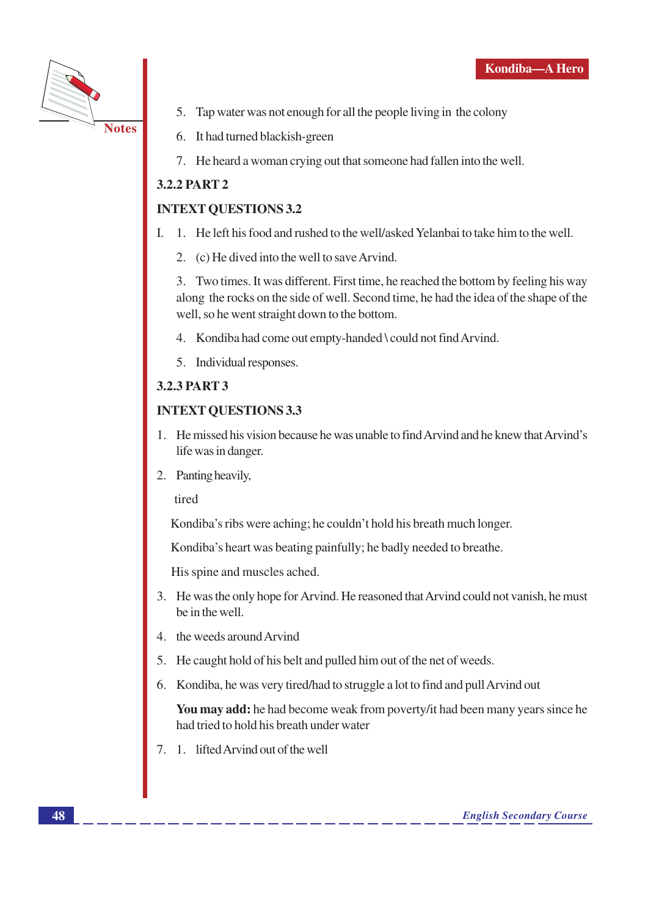5. Tap water was not enough for all the people living in the colony
6. It had turned blackish-green
7. He heard a woman crying out that someone had fallen into the well.

### 3.2.2 PART 2

### INTEXT QUESTIONS 3.2

I. 1. He left his food and rushed to the well/asked Yelanbai to take him to the well.

2. (c) He dived into the well to save Arvind.

3. Two times. It was different. First time, he reached the bottom by feeling his way along the rocks on the side of well. Second time, he had the idea of the shape of the well, so he went straight down to the bottom.

4. Kondiba had come out empty-handed \ could not find Arvind.

5. Individual responses.

### 3.2.3 PART 3

### INTEXT QUESTIONS 3.3

1. He missed his vision because he was unable to find Arvind and he knew that Arvind's life was in danger.
2. Panting heavily,

   tired

   Kondiba's ribs were aching; he couldn't hold his breath much longer.

   Kondiba's heart was beating painfully; he badly needed to breathe.

   His spine and muscles ached.
3. He was the only hope for Arvind. He reasoned that Arvind could not vanish, he must be in the well.
4. the weeds around Arvind
5. He caught hold of his belt and pulled him out of the net of weeds.
6. Kondiba, he was very tired/had to struggle a lot to find and pull Arvind out

   **You may add:** he had become weak from poverty/it had been many years since he had tried to hold his breath under water
7. 1. lifted Arvind out of the well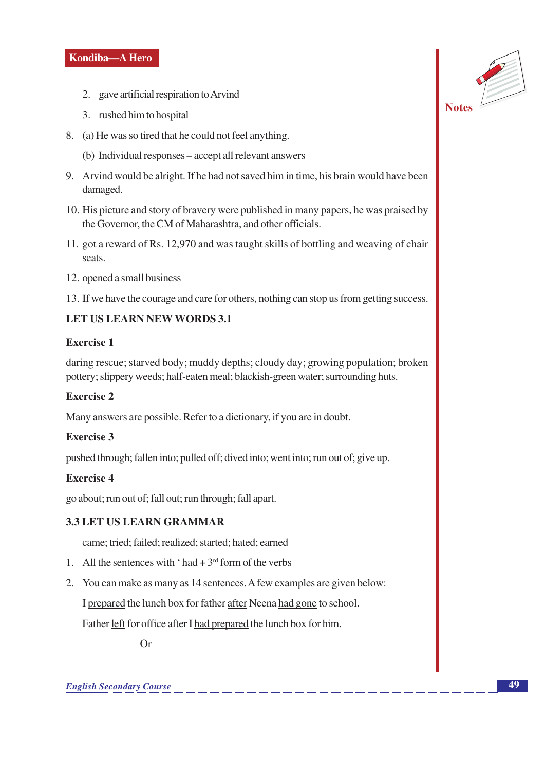2. gave artificial respiration to Arvind

3. rushed him to hospital

8. (a) He was so tired that he could not feel anything.

   (b) Individual responses – accept all relevant answers

9. Arvind would be alright. If he had not saved him in time, his brain would have been damaged.

10. His picture and story of bravery were published in many papers, he was praised by the Governor, the CM of Maharashtra, and other officials.

11. got a reward of Rs. 12,970 and was taught skills of bottling and weaving of chair seats.

12. opened a small business

13. If we have the courage and care for others, nothing can stop us from getting success.

**LET US LEARN NEW WORDS 3.1**

**Exercise 1**

daring rescue; starved body; muddy depths; cloudy day; growing population; broken pottery; slippery weeds; half-eaten meal; blackish-green water; surrounding huts.

**Exercise 2**

Many answers are possible. Refer to a dictionary, if you are in doubt.

**Exercise 3**

pushed through; fallen into; pulled off; dived into; went into; run out of; give up.

**Exercise 4**

go about; run out of; fall out; run through; fall apart.

**3.3 LET US LEARN GRAMMAR**

came; tried; failed; realized; started; hated; earned

1. All the sentences with ' had + 3rd form of the verbs

2. You can make as many as 14 sentences. A few examples are given below:

   I <u>prepared</u> the lunch box for father <u>after</u> Neena <u>had gone</u> to school.

   Father <u>left</u> for office after I <u>had prepared</u> the lunch box for him.

   Or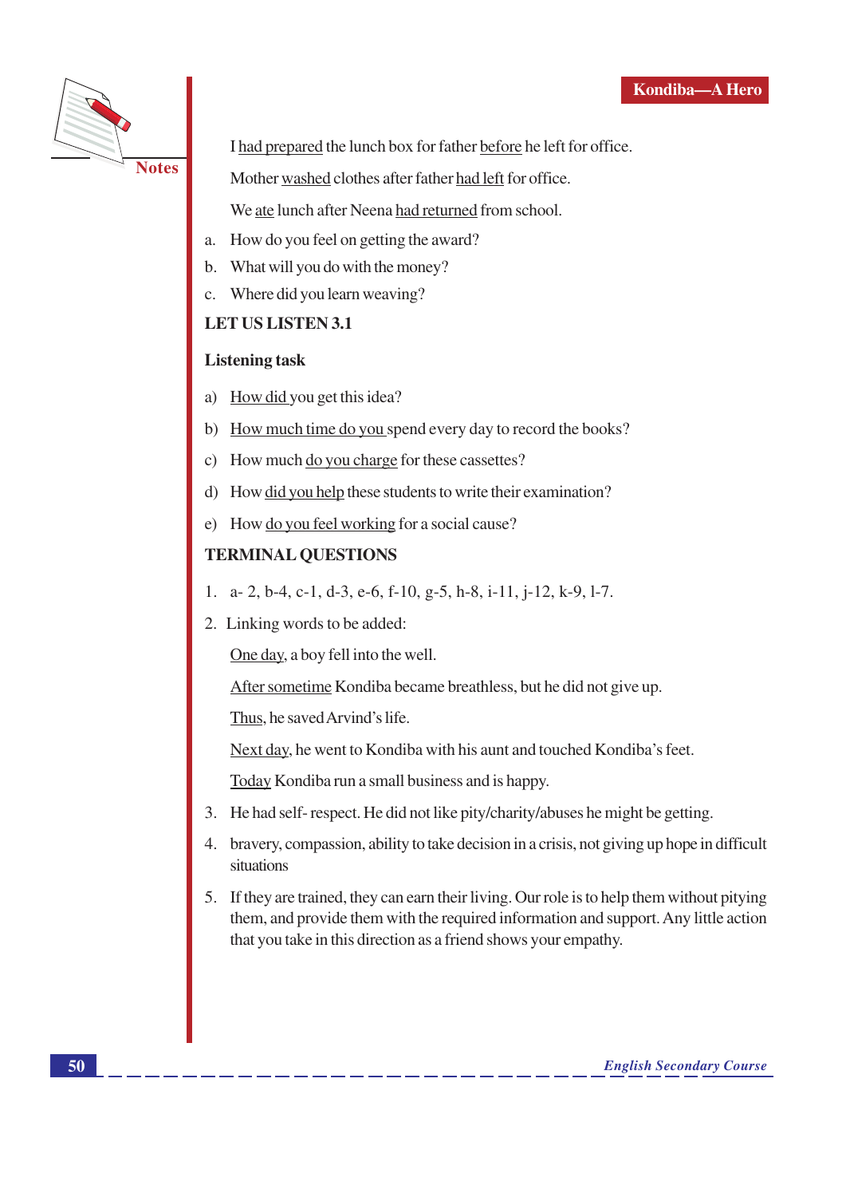I <u>had prepared</u> the lunch box for father <u>before</u> he left for office.

Mother <u>washed</u> clothes after father <u>had left</u> for office.

We <u>ate</u> lunch after Neena <u>had returned</u> from school.

a. How do you feel on getting the award?

b. What will you do with the money?

c. Where did you learn weaving?

**LET US LISTEN 3.1**

**Listening task**

a) <u>How did</u> you get this idea?

b) <u>How much time do you</u> spend every day to record the books?

c) How much <u>do you charge</u> for these cassettes?

d) How <u>did you help</u> these students to write their examination?

e) How <u>do you feel working</u> for a social cause?

**TERMINAL QUESTIONS**

1. a- 2, b-4, c-1, d-3, e-6, f-10, g-5, h-8, i-11, j-12, k-9, l-7.

2. Linking words to be added:

   <u>One day</u>, a boy fell into the well.

   <u>After sometime</u> Kondiba became breathless, but he did not give up.

   <u>Thus</u>, he saved Arvind's life.

   <u>Next day</u>, he went to Kondiba with his aunt and touched Kondiba's feet.

   <u>Today</u> Kondiba run a small business and is happy.

3. He had self- respect. He did not like pity/charity/abuses he might be getting.

4. bravery, compassion, ability to take decision in a crisis, not giving up hope in difficult situations

5. If they are trained, they can earn their living. Our role is to help them without pitying them, and provide them with the required information and support. Any little action that you take in this direction as a friend shows your empathy.